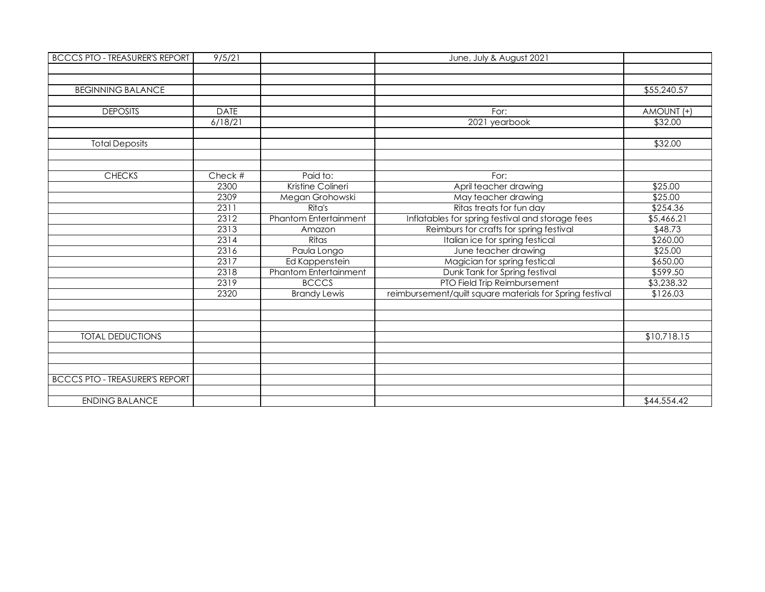| | | | | |
|---|---|---|---|---|
| BCCCS PTO - TREASURER'S REPORT | 9/5/21 | | June, July & August 2021 | |
| | | | | |
| | | | | |
| BEGINNING BALANCE | | | | $55,240.57 |
| | | | | |
| DEPOSITS | DATE | | For: | AMOUNT (+) |
| | 6/18/21 | | 2021 yearbook | $32.00 |
| | | | | |
| Total Deposits | | | | $32.00 |
| | | | | |
| | | | | |
| CHECKS | Check # | Paid to: | For: | |
| | 2300 | Kristine Colineri | April teacher drawing | $25.00 |
| | 2309 | Megan Grohowski | May teacher drawing | $25.00 |
| | 2311 | Rita's | Ritas treats for fun day | $254.36 |
| | 2312 | Phantom Entertainment | Inflatables for spring festival and storage fees | $5,466.21 |
| | 2313 | Amazon | Reimburs for crafts for spring festival | $48.73 |
| | 2314 | Ritas | Italian ice for spring festical | $260.00 |
| | 2316 | Paula Longo | June teacher drawing | $25.00 |
| | 2317 | Ed Kappenstein | Magician for spring festical | $650.00 |
| | 2318 | Phantom Entertainment | Dunk Tank for Spring festival | $599.50 |
| | 2319 | BCCCS | PTO Field Trip Reimbursement | $3,238.32 |
| | 2320 | Brandy Lewis | reimbursement/quilt square materials for Spring festival | $126.03 |
| | | | | |
| | | | | |
| | | | | |
| TOTAL DEDUCTIONS | | | | $10,718.15 |
| | | | | |
| | | | | |
| | | | | |
| BCCCS PTO - TREASURER'S REPORT | | | | |
| | | | | |
| ENDING BALANCE | | | | $44,554.42 |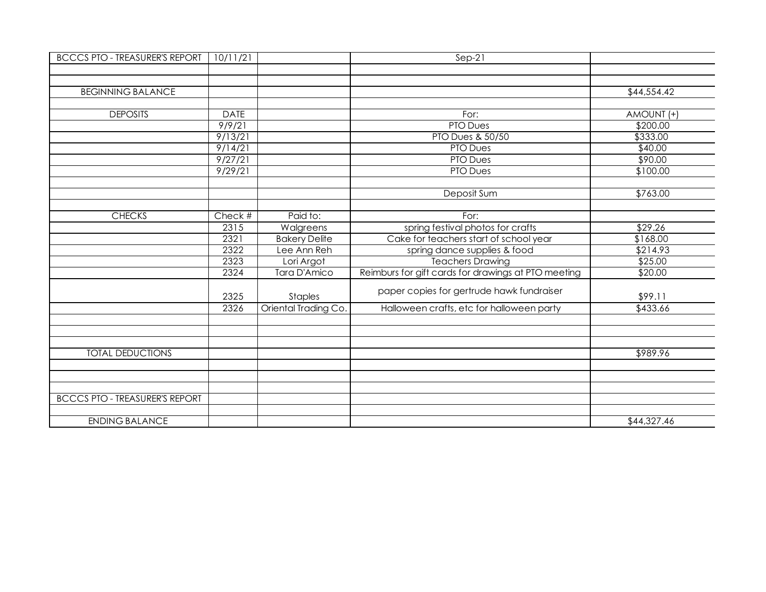| | | | | |
|---|---|---|---|---|
| BCCCS PTO - TREASURER'S REPORT | 10/11/21 | | Sep-21 | |
| | | | | |
| | | | | |
| BEGINNING BALANCE | | | | $44,554.42 |
| | | | | |
| DEPOSITS | DATE | | For: | AMOUNT (+) |
| | 9/9/21 | | PTO Dues | $200.00 |
| | 9/13/21 | | PTO Dues & 50/50 | $333.00 |
| | 9/14/21 | | PTO Dues | $40.00 |
| | 9/27/21 | | PTO Dues | $90.00 |
| | 9/29/21 | | PTO Dues | $100.00 |
| | | | | |
| | | | Deposit Sum | $763.00 |
| | | | | |
| CHECKS | Check # | Paid to: | For: | |
| | 2315 | Walgreens | spring festival photos for crafts | $29.26 |
| | 2321 | Bakery Delite | Cake for teachers start of school year | $168.00 |
| | 2322 | Lee Ann Reh | spring dance supplies & food | $214.93 |
| | 2323 | Lori Argot | Teachers Drawing | $25.00 |
| | 2324 | Tara D'Amico | Reimburs for gift cards for drawings at PTO meeting | $20.00 |
| | 2325 | Staples | paper copies for gertrude hawk fundraiser | $99.11 |
| | 2326 | Oriental Trading Co. | Halloween crafts, etc for halloween party | $433.66 |
| | | | | |
| | | | | |
| | | | | |
| TOTAL DEDUCTIONS | | | | $989.96 |
| | | | | |
| | | | | |
| | | | | |
| BCCCS PTO - TREASURER'S REPORT | | | | |
| | | | | |
| ENDING BALANCE | | | | $44,327.46 |